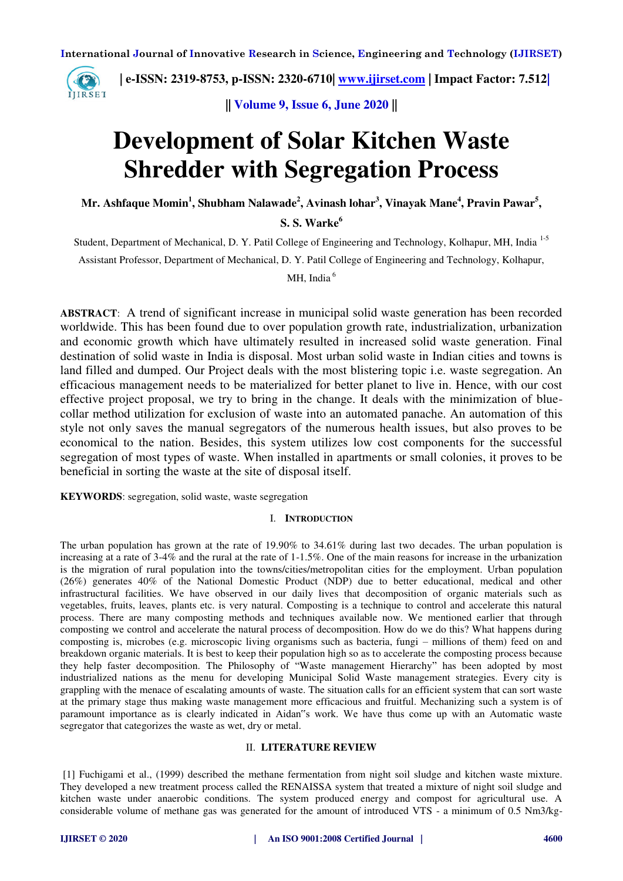# Development of Solar Kitchen Waste Shredder with Segregation Process

**Mr. Ashfaque Momin[1], Shubham Nalawade[2], Avinash lohar[3], Vinayak Mane[4], Pravin Pawar[5], S. S. Warke[6]**

Student, Department of Mechanical, D. Y. Patil College of Engineering and Technology, Kolhapur, MH, India [1-5]

Assistant Professor, Department of Mechanical, D. Y. Patil College of Engineering and Technology, Kolhapur, MH, India [6]

**ABSTRACT**: A trend of significant increase in municipal solid waste generation has been recorded worldwide. This has been found due to over population growth rate, industrialization, urbanization and economic growth which have ultimately resulted in increased solid waste generation. Final destination of solid waste in India is disposal. Most urban solid waste in Indian cities and towns is land filled and dumped. Our Project deals with the most blistering topic i.e. waste segregation. An efficacious management needs to be materialized for better planet to live in. Hence, with our cost effective project proposal, we try to bring in the change. It deals with the minimization of blue-collar method utilization for exclusion of waste into an automated panache. An automation of this style not only saves the manual segregators of the numerous health issues, but also proves to be economical to the nation. Besides, this system utilizes low cost components for the successful segregation of most types of waste. When installed in apartments or small colonies, it proves to be beneficial in sorting the waste at the site of disposal itself.

**KEYWORDS**: segregation, solid waste, waste segregation

## I. INTRODUCTION

The urban population has grown at the rate of 19.90% to 34.61% during last two decades. The urban population is increasing at a rate of 3-4% and the rural at the rate of 1-1.5%. One of the main reasons for increase in the urbanization is the migration of rural population into the towns/cities/metropolitan cities for the employment. Urban population (26%) generates 40% of the National Domestic Product (NDP) due to better educational, medical and other infrastructural facilities. We have observed in our daily lives that decomposition of organic materials such as vegetables, fruits, leaves, plants etc. is very natural. Composting is a technique to control and accelerate this natural process. There are many composting methods and techniques available now. We mentioned earlier that through composting we control and accelerate the natural process of decomposition. How do we do this? What happens during composting is, microbes (e.g. microscopic living organisms such as bacteria, fungi – millions of them) feed on and breakdown organic materials. It is best to keep their population high so as to accelerate the composting process because they help faster decomposition. The Philosophy of "Waste management Hierarchy" has been adopted by most industrialized nations as the menu for developing Municipal Solid Waste management strategies. Every city is grappling with the menace of escalating amounts of waste. The situation calls for an efficient system that can sort waste at the primary stage thus making waste management more efficacious and fruitful. Mechanizing such a system is of paramount importance as is clearly indicated in Aidan"s work. We have thus come up with an Automatic waste segregator that categorizes the waste as wet, dry or metal.

## II. LITERATURE REVIEW

[1] Fuchigami et al., (1999) described the methane fermentation from night soil sludge and kitchen waste mixture. They developed a new treatment process called the RENAISSA system that treated a mixture of night soil sludge and kitchen waste under anaerobic conditions. The system produced energy and compost for agricultural use. A considerable volume of methane gas was generated for the amount of introduced VTS - a minimum of 0.5 Nm3/kg-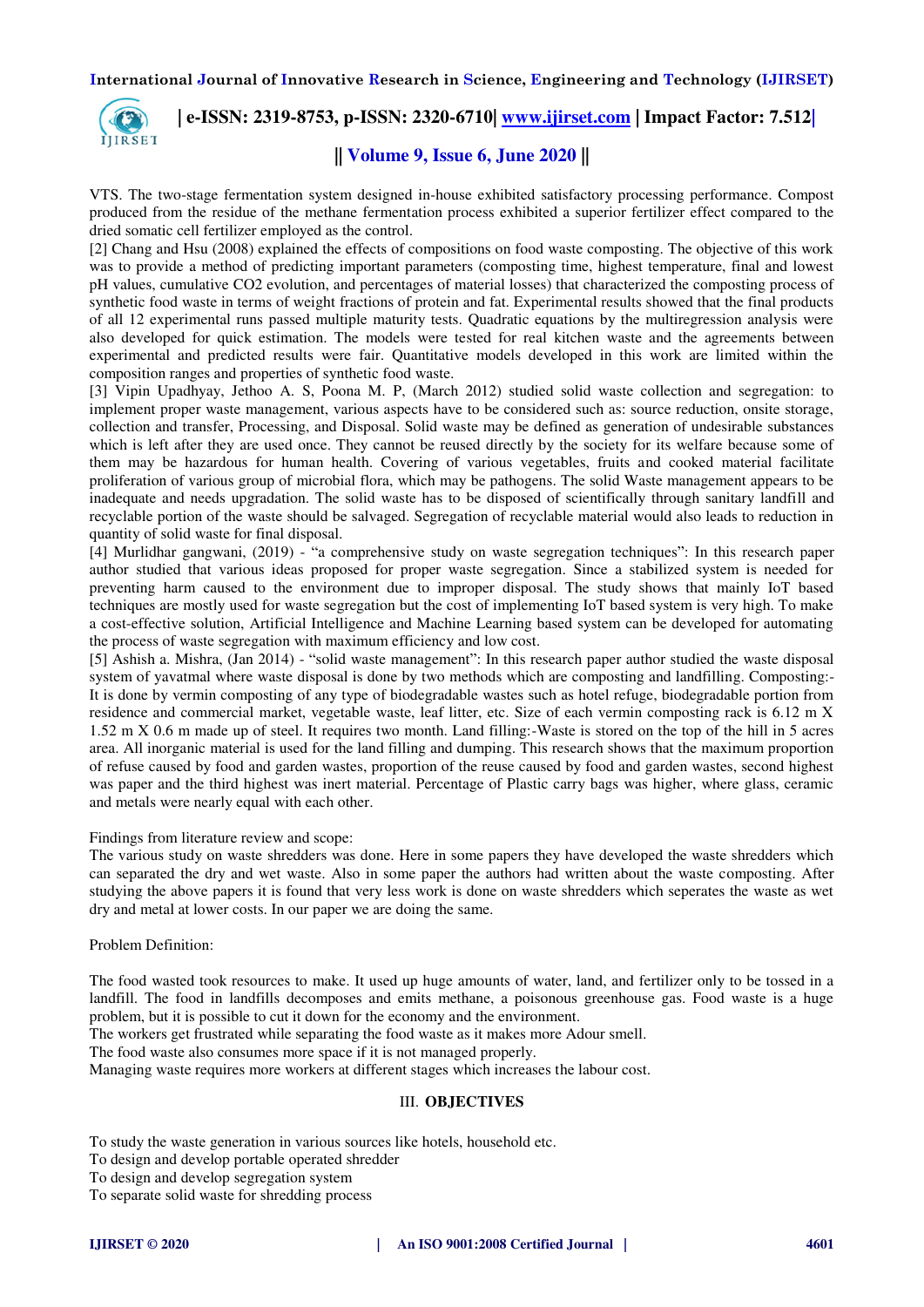VTS. The two-stage fermentation system designed in-house exhibited satisfactory processing performance. Compost produced from the residue of the methane fermentation process exhibited a superior fertilizer effect compared to the dried somatic cell fertilizer employed as the control.

[2] Chang and Hsu (2008) explained the effects of compositions on food waste composting. The objective of this work was to provide a method of predicting important parameters (composting time, highest temperature, final and lowest pH values, cumulative $CO_2$ evolution, and percentages of material losses) that characterized the composting process of synthetic food waste in terms of weight fractions of protein and fat. Experimental results showed that the final products of all 12 experimental runs passed multiple maturity tests. Quadratic equations by the multiregression analysis were also developed for quick estimation. The models were tested for real kitchen waste and the agreements between experimental and predicted results were fair. Quantitative models developed in this work are limited within the composition ranges and properties of synthetic food waste.

[3] Vipin Upadhyay, Jethoo A. S, Poona M. P, (March 2012) studied solid waste collection and segregation: to implement proper waste management, various aspects have to be considered such as: source reduction, onsite storage, collection and transfer, Processing, and Disposal. Solid waste may be defined as generation of undesirable substances which is left after they are used once. They cannot be reused directly by the society for its welfare because some of them may be hazardous for human health. Covering of various vegetables, fruits and cooked material facilitate proliferation of various group of microbial flora, which may be pathogens. The solid Waste management appears to be inadequate and needs upgradation. The solid waste has to be disposed of scientifically through sanitary landfill and recyclable portion of the waste should be salvaged. Segregation of recyclable material would also leads to reduction in quantity of solid waste for final disposal.

[4] Murlidhar gangwani, (2019) - "a comprehensive study on waste segregation techniques": In this research paper author studied that various ideas proposed for proper waste segregation. Since a stabilized system is needed for preventing harm caused to the environment due to improper disposal. The study shows that mainly IoT based techniques are mostly used for waste segregation but the cost of implementing IoT based system is very high. To make a cost-effective solution, Artificial Intelligence and Machine Learning based system can be developed for automating the process of waste segregation with maximum efficiency and low cost.

[5] Ashish a. Mishra, (Jan 2014) - "solid waste management": In this research paper author studied the waste disposal system of yavatmal where waste disposal is done by two methods which are composting and landfilling. Composting:- It is done by vermin composting of any type of biodegradable wastes such as hotel refuge, biodegradable portion from residence and commercial market, vegetable waste, leaf litter, etc. Size of each vermin composting rack is 6.12 m X 1.52 m X 0.6 m made up of steel. It requires two month. Land filling:-Waste is stored on the top of the hill in 5 acres area. All inorganic material is used for the land filling and dumping. This research shows that the maximum proportion of refuse caused by food and garden wastes, proportion of the reuse caused by food and garden wastes, second highest was paper and the third highest was inert material. Percentage of Plastic carry bags was higher, where glass, ceramic and metals were nearly equal with each other.

Findings from literature review and scope:

The various study on waste shredders was done. Here in some papers they have developed the waste shredders which can separated the dry and wet waste. Also in some paper the authors had written about the waste composting. After studying the above papers it is found that very less work is done on waste shredders which seperates the waste as wet dry and metal at lower costs. In our paper we are doing the same.

Problem Definition:

The food wasted took resources to make. It used up huge amounts of water, land, and fertilizer only to be tossed in a landfill. The food in landfills decomposes and emits methane, a poisonous greenhouse gas. Food waste is a huge problem, but it is possible to cut it down for the economy and the environment.

The workers get frustrated while separating the food waste as it makes more Adour smell.

The food waste also consumes more space if it is not managed properly.

Managing waste requires more workers at different stages which increases the labour cost.

## III. OBJECTIVES

To study the waste generation in various sources like hotels, household etc.

To design and develop portable operated shredder

To design and develop segregation system

To separate solid waste for shredding process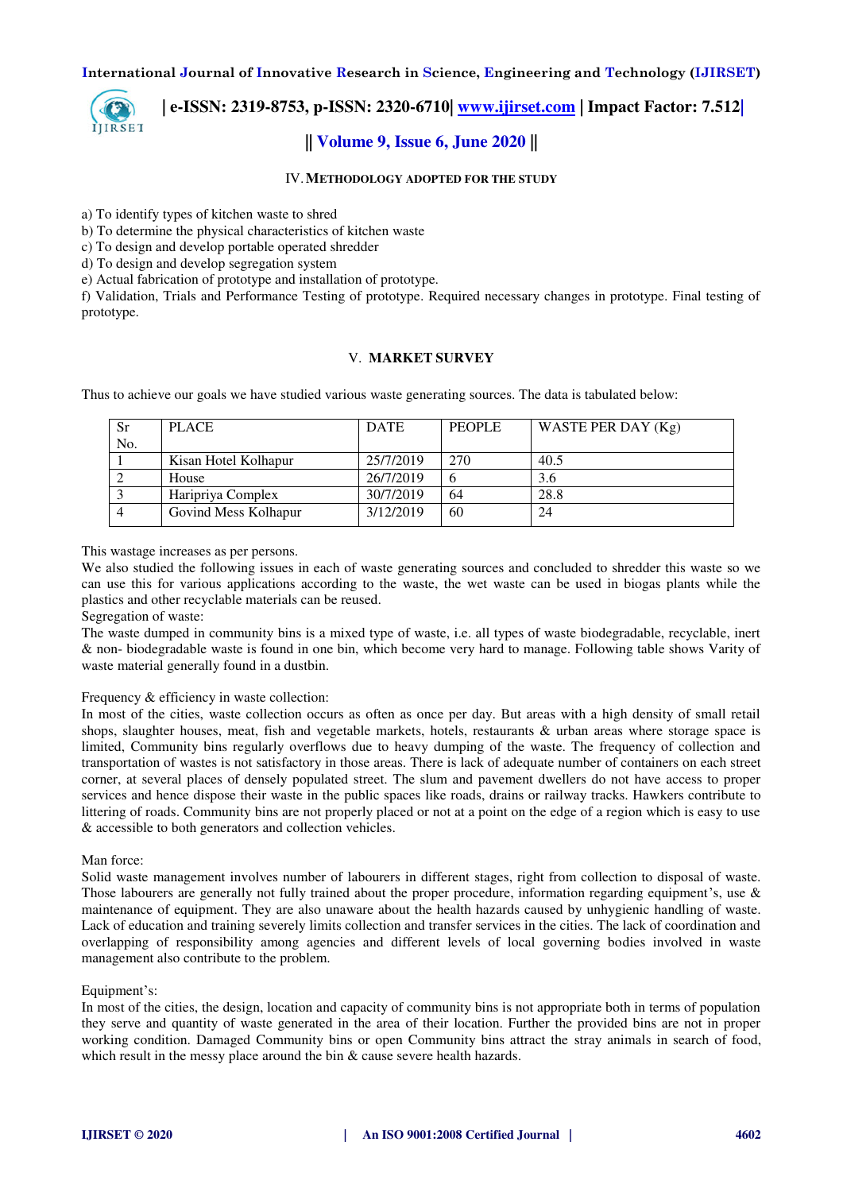## IV. METHODOLOGY ADOPTED FOR THE STUDY

a) To identify types of kitchen waste to shred
b) To determine the physical characteristics of kitchen waste
c) To design and develop portable operated shredder
d) To design and develop segregation system
e) Actual fabrication of prototype and installation of prototype.
f) Validation, Trials and Performance Testing of prototype. Required necessary changes in prototype. Final testing of prototype.

## V. MARKET SURVEY

Thus to achieve our goals we have studied various waste generating sources. The data is tabulated below:

| Sr No. | PLACE | DATE | PEOPLE | WASTE PER DAY (Kg) |
|---|---|---|---|---|
| 1 | Kisan Hotel Kolhapur | 25/7/2019 | 270 | 40.5 |
| 2 | House | 26/7/2019 | 6 | 3.6 |
| 3 | Haripriya Complex | 30/7/2019 | 64 | 28.8 |
| 4 | Govind Mess Kolhapur | 3/12/2019 | 60 | 24 |

This wastage increases as per persons.
We also studied the following issues in each of waste generating sources and concluded to shredder this waste so we can use this for various applications according to the waste, the wet waste can be used in biogas plants while the plastics and other recyclable materials can be reused.
Segregation of waste:
The waste dumped in community bins is a mixed type of waste, i.e. all types of waste biodegradable, recyclable, inert & non- biodegradable waste is found in one bin, which become very hard to manage. Following table shows Varity of waste material generally found in a dustbin.

Frequency & efficiency in waste collection:
In most of the cities, waste collection occurs as often as once per day. But areas with a high density of small retail shops, slaughter houses, meat, fish and vegetable markets, hotels, restaurants & urban areas where storage space is limited, Community bins regularly overflows due to heavy dumping of the waste. The frequency of collection and transportation of wastes is not satisfactory in those areas. There is lack of adequate number of containers on each street corner, at several places of densely populated street. The slum and pavement dwellers do not have access to proper services and hence dispose their waste in the public spaces like roads, drains or railway tracks. Hawkers contribute to littering of roads. Community bins are not properly placed or not at a point on the edge of a region which is easy to use & accessible to both generators and collection vehicles.

Man force:
Solid waste management involves number of labourers in different stages, right from collection to disposal of waste. Those labourers are generally not fully trained about the proper procedure, information regarding equipment's, use & maintenance of equipment. They are also unaware about the health hazards caused by unhygienic handling of waste. Lack of education and training severely limits collection and transfer services in the cities. The lack of coordination and overlapping of responsibility among agencies and different levels of local governing bodies involved in waste management also contribute to the problem.

Equipment's:
In most of the cities, the design, location and capacity of community bins is not appropriate both in terms of population they serve and quantity of waste generated in the area of their location. Further the provided bins are not in proper working condition. Damaged Community bins or open Community bins attract the stray animals in search of food, which result in the messy place around the bin & cause severe health hazards.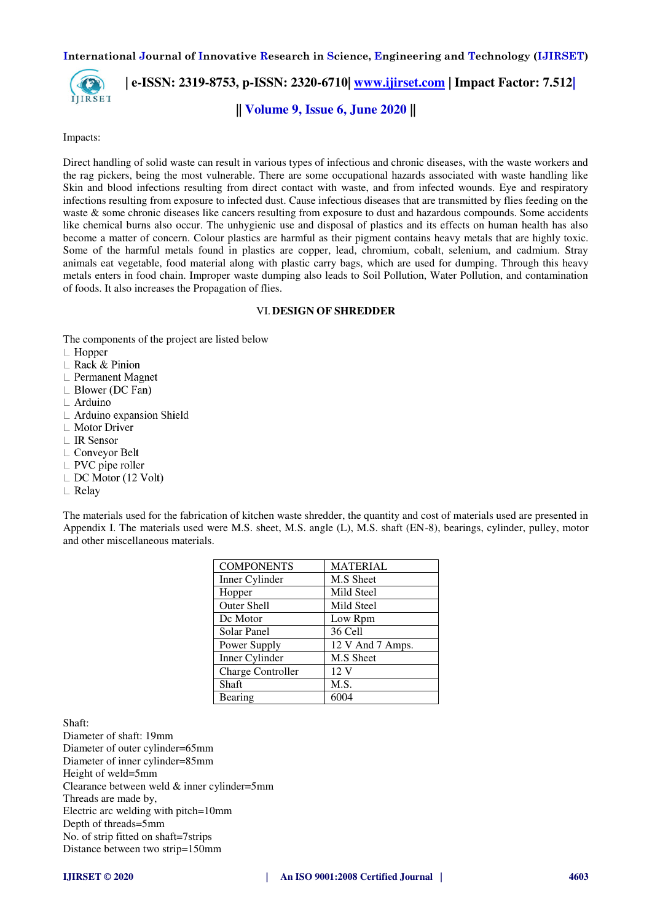Impacts:

Direct handling of solid waste can result in various types of infectious and chronic diseases, with the waste workers and the rag pickers, being the most vulnerable. There are some occupational hazards associated with waste handling like Skin and blood infections resulting from direct contact with waste, and from infected wounds. Eye and respiratory infections resulting from exposure to infected dust. Cause infectious diseases that are transmitted by flies feeding on the waste & some chronic diseases like cancers resulting from exposure to dust and hazardous compounds. Some accidents like chemical burns also occur. The unhygienic use and disposal of plastics and its effects on human health has also become a matter of concern. Colour plastics are harmful as their pigment contains heavy metals that are highly toxic. Some of the harmful metals found in plastics are copper, lead, chromium, cobalt, selenium, and cadmium. Stray animals eat vegetable, food material along with plastic carry bags, which are used for dumping. Through this heavy metals enters in food chain. Improper waste dumping also leads to Soil Pollution, Water Pollution, and contamination of foods. It also increases the Propagation of flies.

## VI. DESIGN OF SHREDDER

The components of the project are listed below

- Hopper
- Rack & Pinion
- Permanent Magnet
- Blower (DC Fan)
- Arduino
- Arduino expansion Shield
- Motor Driver
- IR Sensor
- Conveyor Belt
- PVC pipe roller
- DC Motor (12 Volt)
- Relay

The materials used for the fabrication of kitchen waste shredder, the quantity and cost of materials used are presented in Appendix I. The materials used were M.S. sheet, M.S. angle (L), M.S. shaft (EN-8), bearings, cylinder, pulley, motor and other miscellaneous materials.

| COMPONENTS | MATERIAL |
|---|---|
| Inner Cylinder | M.S Sheet |
| Hopper | Mild Steel |
| Outer Shell | Mild Steel |
| Dc Motor | Low Rpm |
| Solar Panel | 36 Cell |
| Power Supply | 12 V And 7 Amps. |
| Inner Cylinder | M.S Sheet |
| Charge Controller | 12 V |
| Shaft | M.S. |
| Bearing | 6004 |

Shaft:
Diameter of shaft: 19mm
Diameter of outer cylinder=65mm
Diameter of inner cylinder=85mm
Height of weld=5mm
Clearance between weld & inner cylinder=5mm
Threads are made by,
Electric arc welding with pitch=10mm
Depth of threads=5mm
No. of strip fitted on shaft=7strips
Distance between two strip=150mm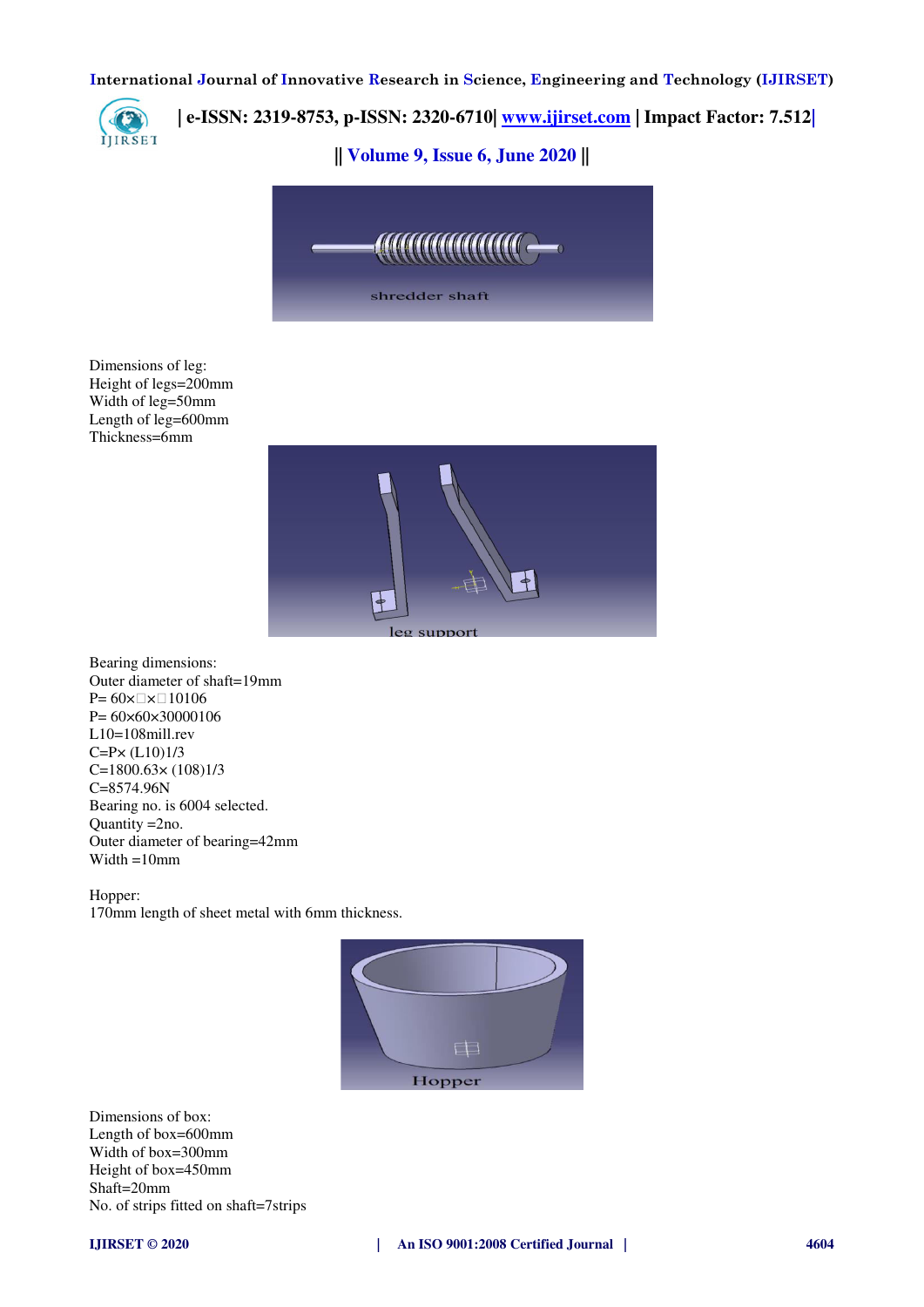shredder shaft

Dimensions of leg:
Height of legs=200mm
Width of leg=50mm
Length of leg=600mm
Thickness=6mm

leg support

Bearing dimensions:
Outer diameter of shaft=19mm
P= 60×□×□10106
P= 60×60×30000106
L10=108mill.rev
C=P× (L10)1/3
C=1800.63× (108)1/3
C=8574.96N
Bearing no. is 6004 selected.
Quantity =2no.
Outer diameter of bearing=42mm
Width =10mm

Hopper:
170mm length of sheet metal with 6mm thickness.

Hopper

Dimensions of box:
Length of box=600mm
Width of box=300mm
Height of box=450mm
Shaft=20mm
No. of strips fitted on shaft=7strips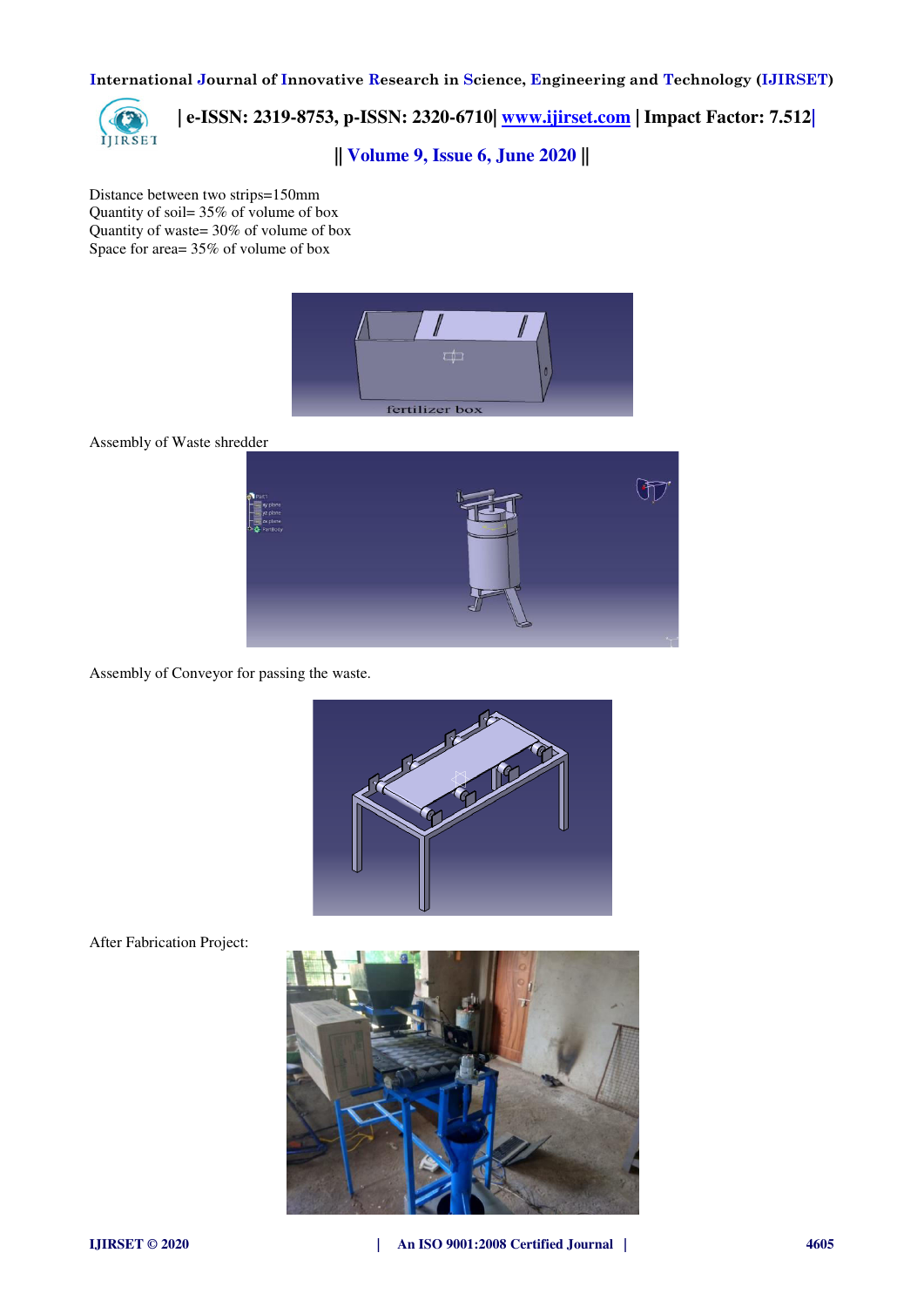Distance between two strips=150mm
Quantity of soil= 35% of volume of box
Quantity of waste= 30% of volume of box
Space for area= 35% of volume of box

Assembly of Waste shredder

Assembly of Conveyor for passing the waste.

After Fabrication Project: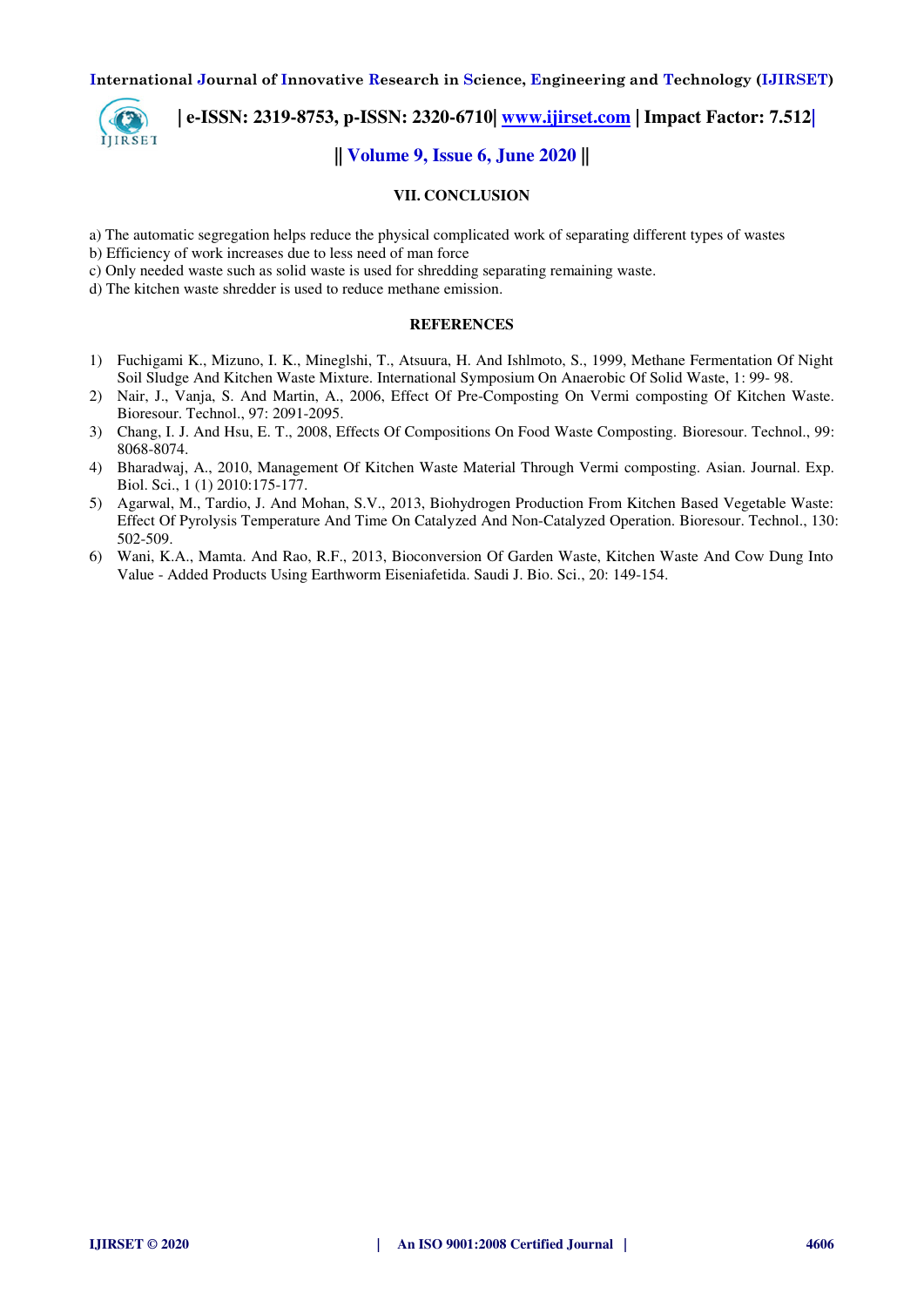## VII. CONCLUSION

a) The automatic segregation helps reduce the physical complicated work of separating different types of wastes
b) Efficiency of work increases due to less need of man force
c) Only needed waste such as solid waste is used for shredding separating remaining waste.
d) The kitchen waste shredder is used to reduce methane emission.

## REFERENCES

1) Fuchigami K., Mizuno, I. K., Mineglshi, T., Atsuura, H. And Ishlmoto, S., 1999, Methane Fermentation Of Night Soil Sludge And Kitchen Waste Mixture. International Symposium On Anaerobic Of Solid Waste, 1: 99- 98.
2) Nair, J., Vanja, S. And Martin, A., 2006, Effect Of Pre-Composting On Vermi composting Of Kitchen Waste. Bioresour. Technol., 97: 2091-2095.
3) Chang, I. J. And Hsu, E. T., 2008, Effects Of Compositions On Food Waste Composting. Bioresour. Technol., 99: 8068-8074.
4) Bharadwaj, A., 2010, Management Of Kitchen Waste Material Through Vermi composting. Asian. Journal. Exp. Biol. Sci., 1 (1) 2010:175-177.
5) Agarwal, M., Tardio, J. And Mohan, S.V., 2013, Biohydrogen Production From Kitchen Based Vegetable Waste: Effect Of Pyrolysis Temperature And Time On Catalyzed And Non-Catalyzed Operation. Bioresour. Technol., 130: 502-509.
6) Wani, K.A., Mamta. And Rao, R.F., 2013, Bioconversion Of Garden Waste, Kitchen Waste And Cow Dung Into Value - Added Products Using Earthworm Eiseniafetida. Saudi J. Bio. Sci., 20: 149-154.